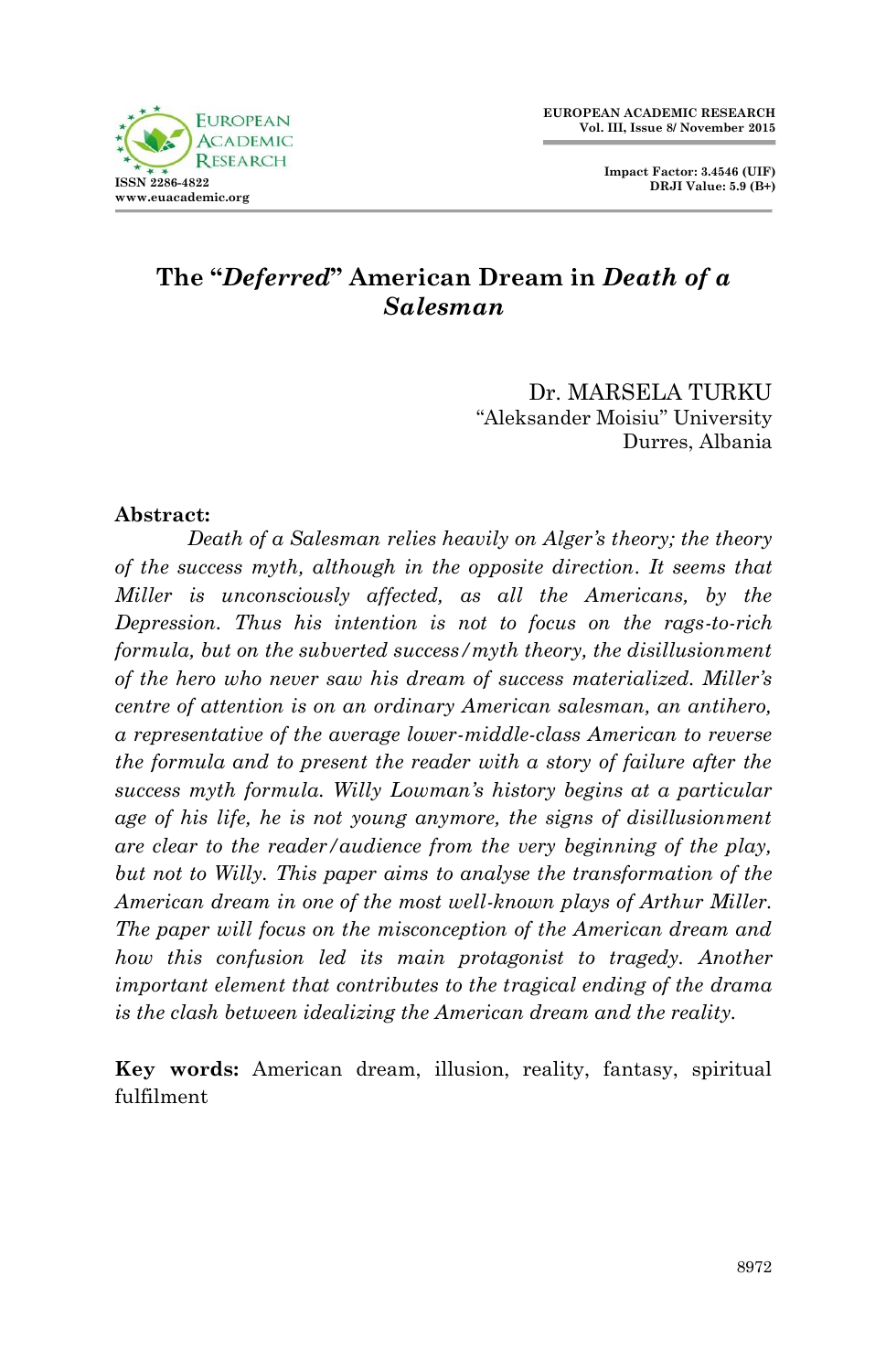# The "*Deferred*" American Dream in *Death of a Salesman*

Dr. MARSELA TURKU
"Aleksander Moisiu" University
Durres, Albania

**Abstract:**

*Death of a Salesman relies heavily on Alger's theory; the theory of the success myth, although in the opposite direction. It seems that Miller is unconsciously affected, as all the Americans, by the Depression. Thus his intention is not to focus on the rags-to-rich formula, but on the subverted success/myth theory, the disillusionment of the hero who never saw his dream of success materialized. Miller's centre of attention is on an ordinary American salesman, an antihero, a representative of the average lower-middle-class American to reverse the formula and to present the reader with a story of failure after the success myth formula. Willy Lowman's history begins at a particular age of his life, he is not young anymore, the signs of disillusionment are clear to the reader/audience from the very beginning of the play, but not to Willy. This paper aims to analyse the transformation of the American dream in one of the most well-known plays of Arthur Miller. The paper will focus on the misconception of the American dream and how this confusion led its main protagonist to tragedy. Another important element that contributes to the tragical ending of the drama is the clash between idealizing the American dream and the reality.*

**Key words:** American dream, illusion, reality, fantasy, spiritual fulfilment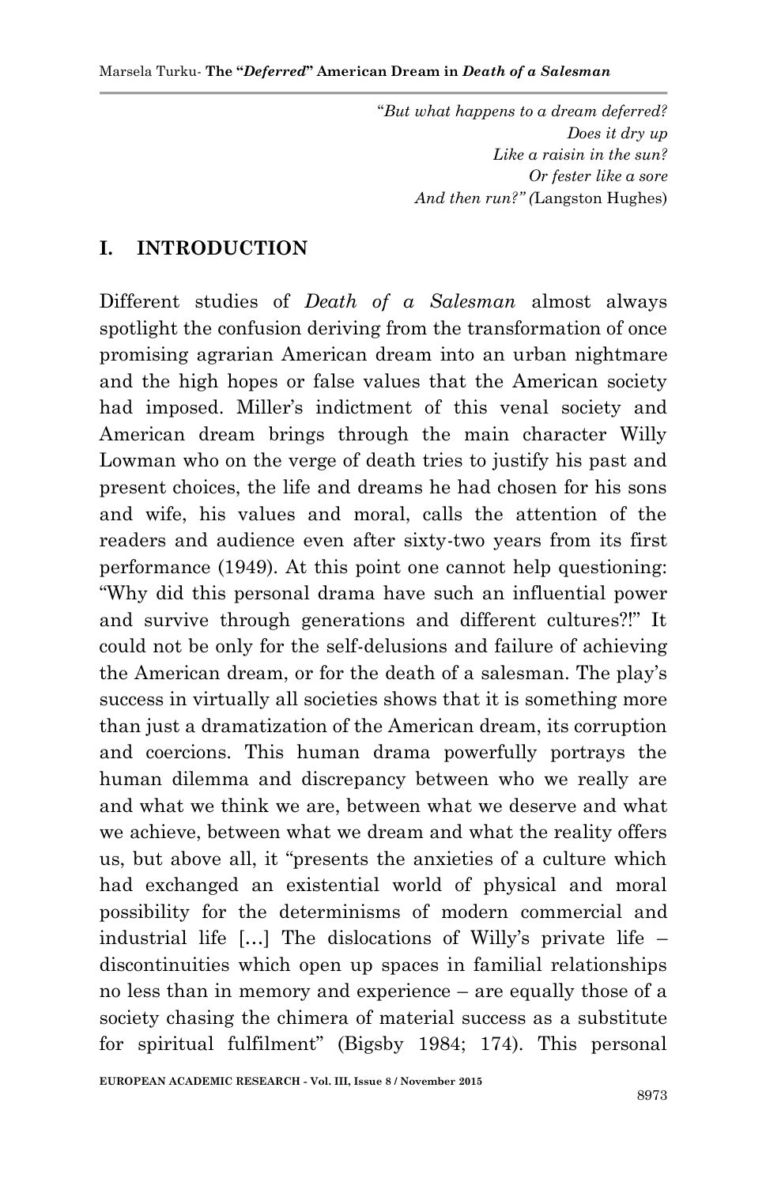*"But what happens to a dream deferred?*
*Does it dry up*
*Like a raisin in the sun?*
*Or fester like a sore*
*And then run?" (*Langston Hughes)

## I. INTRODUCTION

Different studies of *Death of a Salesman* almost always spotlight the confusion deriving from the transformation of once promising agrarian American dream into an urban nightmare and the high hopes or false values that the American society had imposed. Miller's indictment of this venal society and American dream brings through the main character Willy Lowman who on the verge of death tries to justify his past and present choices, the life and dreams he had chosen for his sons and wife, his values and moral, calls the attention of the readers and audience even after sixty-two years from its first performance (1949). At this point one cannot help questioning: "Why did this personal drama have such an influential power and survive through generations and different cultures?!" It could not be only for the self-delusions and failure of achieving the American dream, or for the death of a salesman. The play's success in virtually all societies shows that it is something more than just a dramatization of the American dream, its corruption and coercions. This human drama powerfully portrays the human dilemma and discrepancy between who we really are and what we think we are, between what we deserve and what we achieve, between what we dream and what the reality offers us, but above all, it "presents the anxieties of a culture which had exchanged an existential world of physical and moral possibility for the determinisms of modern commercial and industrial life […] The dislocations of Willy's private life – discontinuities which open up spaces in familial relationships no less than in memory and experience – are equally those of a society chasing the chimera of material success as a substitute for spiritual fulfilment" (Bigsby 1984; 174). This personal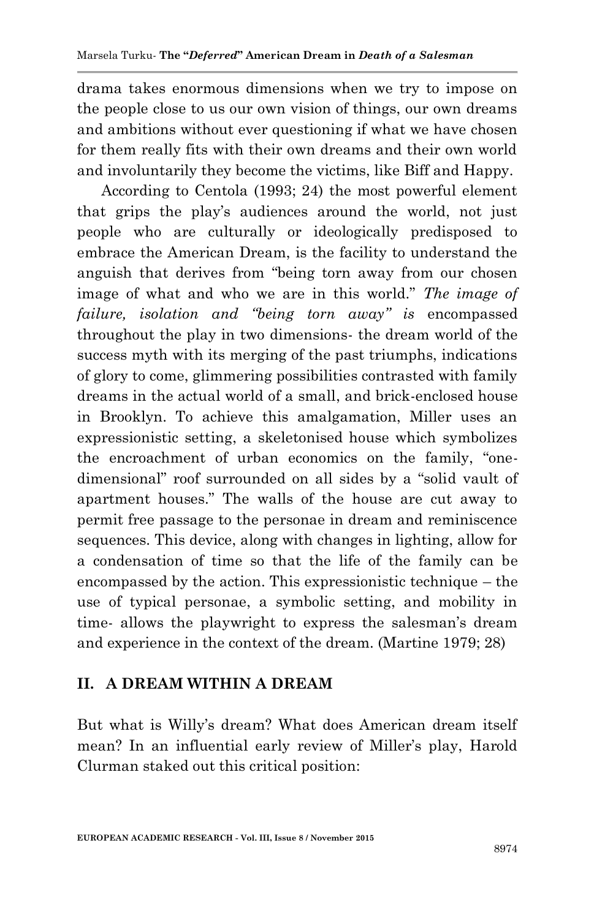drama takes enormous dimensions when we try to impose on the people close to us our own vision of things, our own dreams and ambitions without ever questioning if what we have chosen for them really fits with their own dreams and their own world and involuntarily they become the victims, like Biff and Happy.

According to Centola (1993; 24) the most powerful element that grips the play's audiences around the world, not just people who are culturally or ideologically predisposed to embrace the American Dream, is the facility to understand the anguish that derives from "being torn away from our chosen image of what and who we are in this world." *The image of failure, isolation and "being torn away" is* encompassed throughout the play in two dimensions- the dream world of the success myth with its merging of the past triumphs, indications of glory to come, glimmering possibilities contrasted with family dreams in the actual world of a small, and brick-enclosed house in Brooklyn. To achieve this amalgamation, Miller uses an expressionistic setting, a skeletonised house which symbolizes the encroachment of urban economics on the family, "one-dimensional" roof surrounded on all sides by a "solid vault of apartment houses." The walls of the house are cut away to permit free passage to the personae in dream and reminiscence sequences. This device, along with changes in lighting, allow for a condensation of time so that the life of the family can be encompassed by the action. This expressionistic technique – the use of typical personae, a symbolic setting, and mobility in time- allows the playwright to express the salesman's dream and experience in the context of the dream. (Martine 1979; 28)

## II. A DREAM WITHIN A DREAM

But what is Willy's dream? What does American dream itself mean? In an influential early review of Miller's play, Harold Clurman staked out this critical position: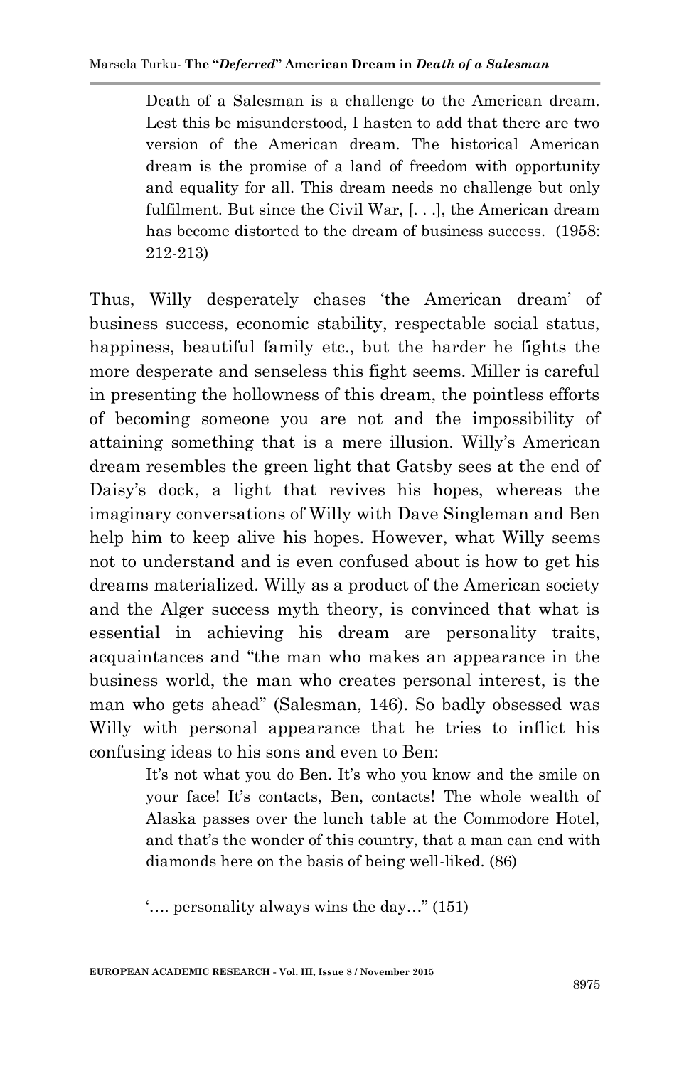> Death of a Salesman is a challenge to the American dream. Lest this be misunderstood, I hasten to add that there are two version of the American dream. The historical American dream is the promise of a land of freedom with opportunity and equality for all. This dream needs no challenge but only fulfilment. But since the Civil War, [. . .], the American dream has become distorted to the dream of business success. (1958: 212-213)

Thus, Willy desperately chases 'the American dream' of business success, economic stability, respectable social status, happiness, beautiful family etc., but the harder he fights the more desperate and senseless this fight seems. Miller is careful in presenting the hollowness of this dream, the pointless efforts of becoming someone you are not and the impossibility of attaining something that is a mere illusion. Willy's American dream resembles the green light that Gatsby sees at the end of Daisy's dock, a light that revives his hopes, whereas the imaginary conversations of Willy with Dave Singleman and Ben help him to keep alive his hopes. However, what Willy seems not to understand and is even confused about is how to get his dreams materialized. Willy as a product of the American society and the Alger success myth theory, is convinced that what is essential in achieving his dream are personality traits, acquaintances and "the man who makes an appearance in the business world, the man who creates personal interest, is the man who gets ahead" (Salesman, 146). So badly obsessed was Willy with personal appearance that he tries to inflict his confusing ideas to his sons and even to Ben:

> It's not what you do Ben. It's who you know and the smile on your face! It's contacts, Ben, contacts! The whole wealth of Alaska passes over the lunch table at the Commodore Hotel, and that's the wonder of this country, that a man can end with diamonds here on the basis of being well-liked. (86)
>
> '…. personality always wins the day…" (151)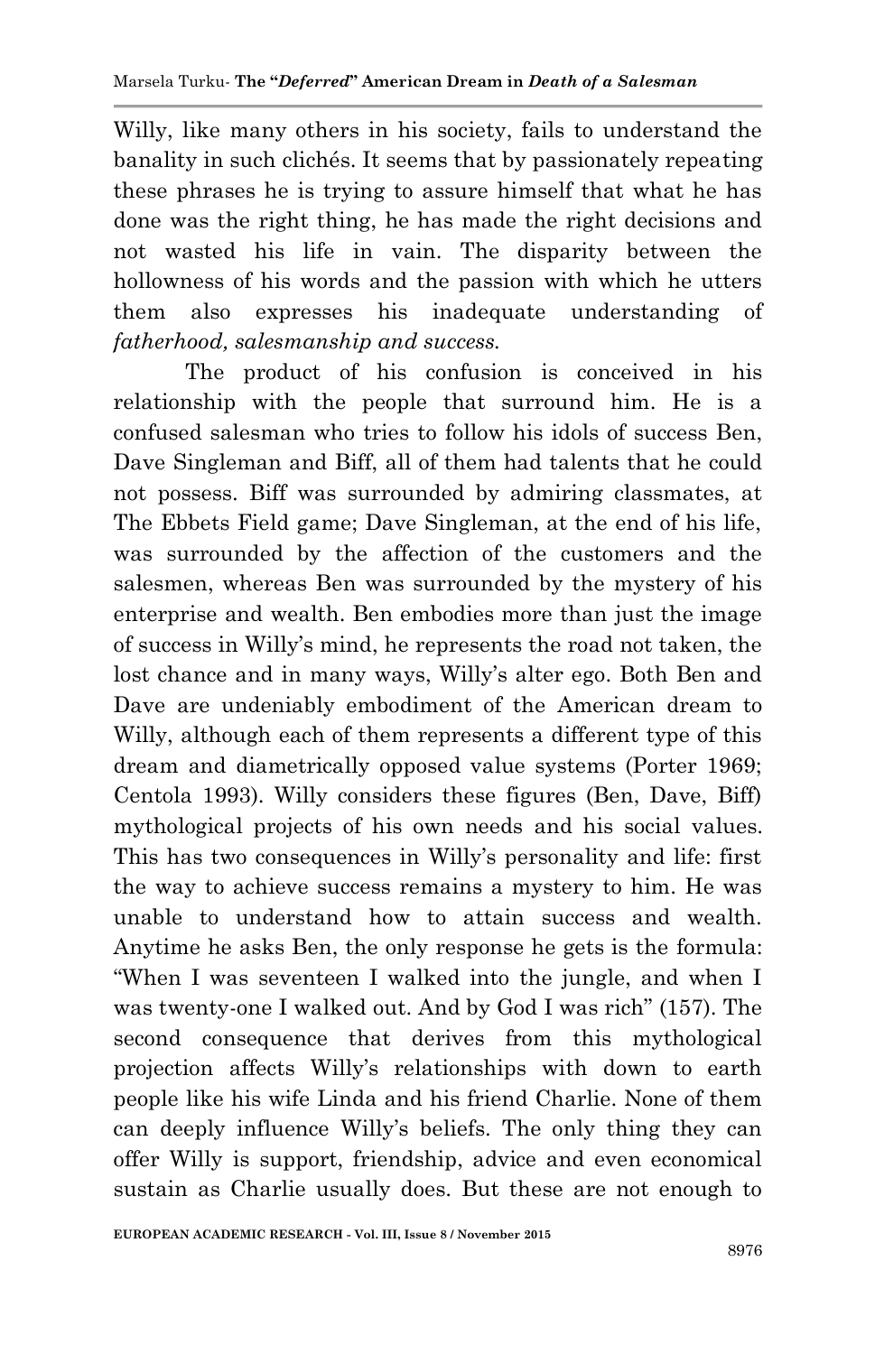Willy, like many others in his society, fails to understand the banality in such clichés. It seems that by passionately repeating these phrases he is trying to assure himself that what he has done was the right thing, he has made the right decisions and not wasted his life in vain. The disparity between the hollowness of his words and the passion with which he utters them also expresses his inadequate understanding of *fatherhood, salesmanship and success.*

The product of his confusion is conceived in his relationship with the people that surround him. He is a confused salesman who tries to follow his idols of success Ben, Dave Singleman and Biff, all of them had talents that he could not possess. Biff was surrounded by admiring classmates, at The Ebbets Field game; Dave Singleman, at the end of his life, was surrounded by the affection of the customers and the salesmen, whereas Ben was surrounded by the mystery of his enterprise and wealth. Ben embodies more than just the image of success in Willy's mind, he represents the road not taken, the lost chance and in many ways, Willy's alter ego. Both Ben and Dave are undeniably embodiment of the American dream to Willy, although each of them represents a different type of this dream and diametrically opposed value systems (Porter 1969; Centola 1993). Willy considers these figures (Ben, Dave, Biff) mythological projects of his own needs and his social values. This has two consequences in Willy's personality and life: first the way to achieve success remains a mystery to him. He was unable to understand how to attain success and wealth. Anytime he asks Ben, the only response he gets is the formula: "When I was seventeen I walked into the jungle, and when I was twenty-one I walked out. And by God I was rich" (157). The second consequence that derives from this mythological projection affects Willy's relationships with down to earth people like his wife Linda and his friend Charlie. None of them can deeply influence Willy's beliefs. The only thing they can offer Willy is support, friendship, advice and even economical sustain as Charlie usually does. But these are not enough to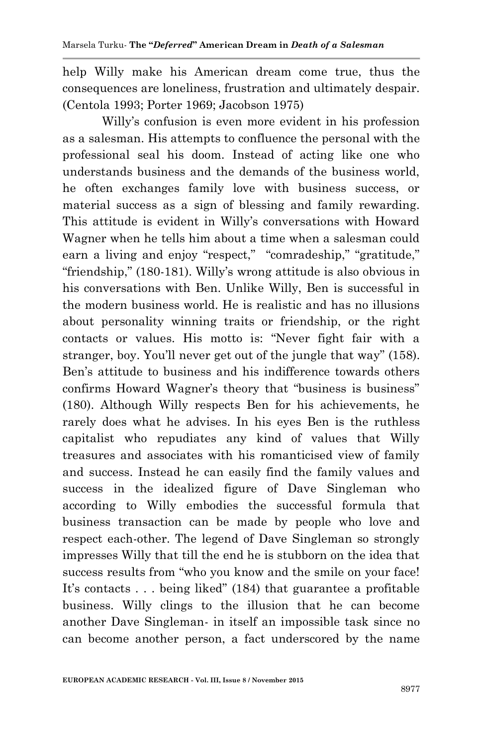help Willy make his American dream come true, thus the consequences are loneliness, frustration and ultimately despair. (Centola 1993; Porter 1969; Jacobson 1975)

Willy's confusion is even more evident in his profession as a salesman. His attempts to confluence the personal with the professional seal his doom. Instead of acting like one who understands business and the demands of the business world, he often exchanges family love with business success, or material success as a sign of blessing and family rewarding. This attitude is evident in Willy's conversations with Howard Wagner when he tells him about a time when a salesman could earn a living and enjoy "respect," "comradeship," "gratitude," "friendship," (180-181). Willy's wrong attitude is also obvious in his conversations with Ben. Unlike Willy, Ben is successful in the modern business world. He is realistic and has no illusions about personality winning traits or friendship, or the right contacts or values. His motto is: "Never fight fair with a stranger, boy. You'll never get out of the jungle that way" (158). Ben's attitude to business and his indifference towards others confirms Howard Wagner's theory that "business is business" (180). Although Willy respects Ben for his achievements, he rarely does what he advises. In his eyes Ben is the ruthless capitalist who repudiates any kind of values that Willy treasures and associates with his romanticised view of family and success. Instead he can easily find the family values and success in the idealized figure of Dave Singleman who according to Willy embodies the successful formula that business transaction can be made by people who love and respect each-other. The legend of Dave Singleman so strongly impresses Willy that till the end he is stubborn on the idea that success results from "who you know and the smile on your face! It's contacts . . . being liked" (184) that guarantee a profitable business. Willy clings to the illusion that he can become another Dave Singleman- in itself an impossible task since no can become another person, a fact underscored by the name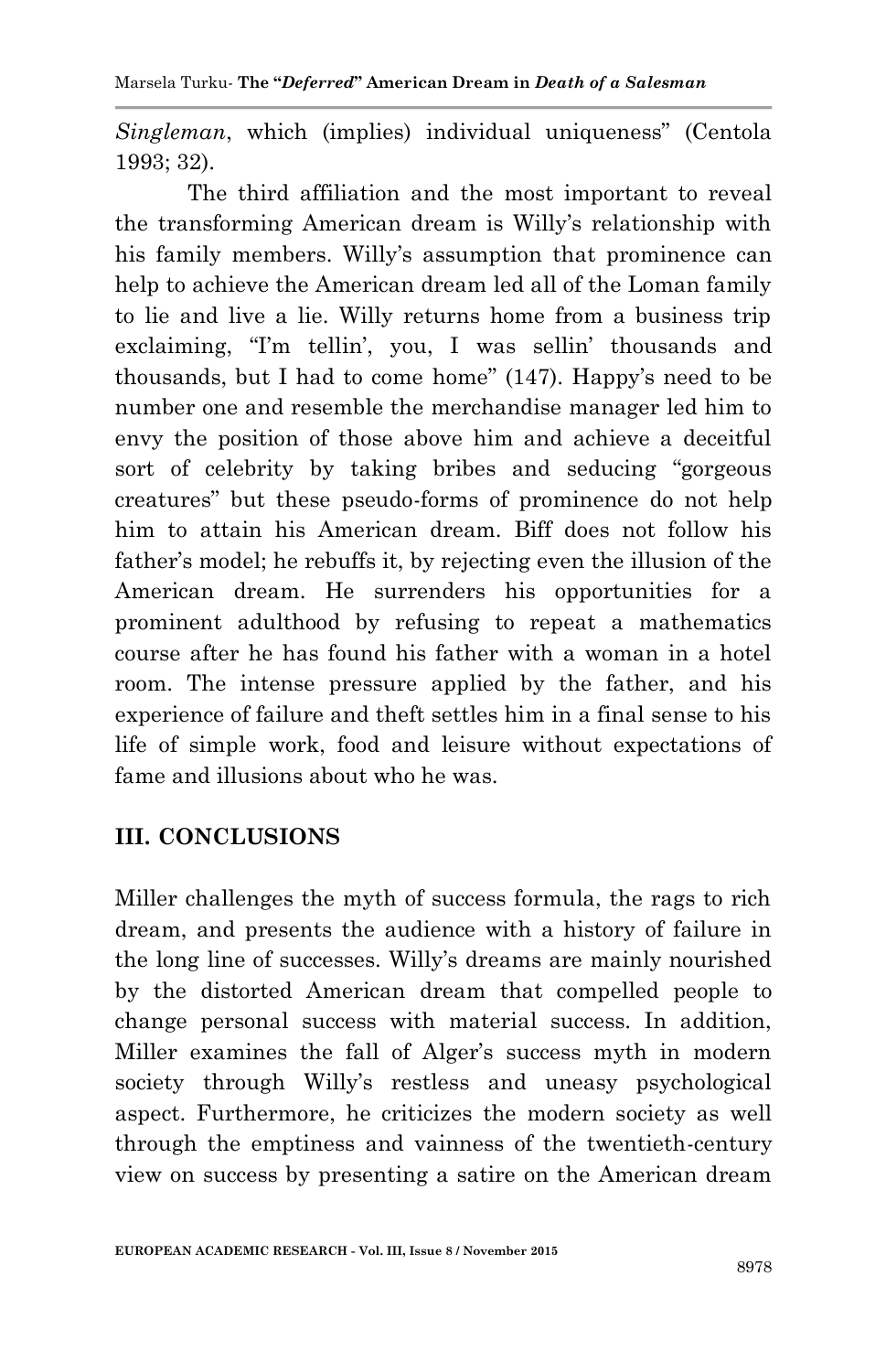*Singleman*, which (implies) individual uniqueness" (Centola 1993; 32).

The third affiliation and the most important to reveal the transforming American dream is Willy's relationship with his family members. Willy's assumption that prominence can help to achieve the American dream led all of the Loman family to lie and live a lie. Willy returns home from a business trip exclaiming, "I'm tellin', you, I was sellin' thousands and thousands, but I had to come home" (147). Happy's need to be number one and resemble the merchandise manager led him to envy the position of those above him and achieve a deceitful sort of celebrity by taking bribes and seducing "gorgeous creatures" but these pseudo-forms of prominence do not help him to attain his American dream. Biff does not follow his father's model; he rebuffs it, by rejecting even the illusion of the American dream. He surrenders his opportunities for a prominent adulthood by refusing to repeat a mathematics course after he has found his father with a woman in a hotel room. The intense pressure applied by the father, and his experience of failure and theft settles him in a final sense to his life of simple work, food and leisure without expectations of fame and illusions about who he was.

## III. CONCLUSIONS

Miller challenges the myth of success formula, the rags to rich dream, and presents the audience with a history of failure in the long line of successes. Willy's dreams are mainly nourished by the distorted American dream that compelled people to change personal success with material success. In addition, Miller examines the fall of Alger's success myth in modern society through Willy's restless and uneasy psychological aspect. Furthermore, he criticizes the modern society as well through the emptiness and vainness of the twentieth-century view on success by presenting a satire on the American dream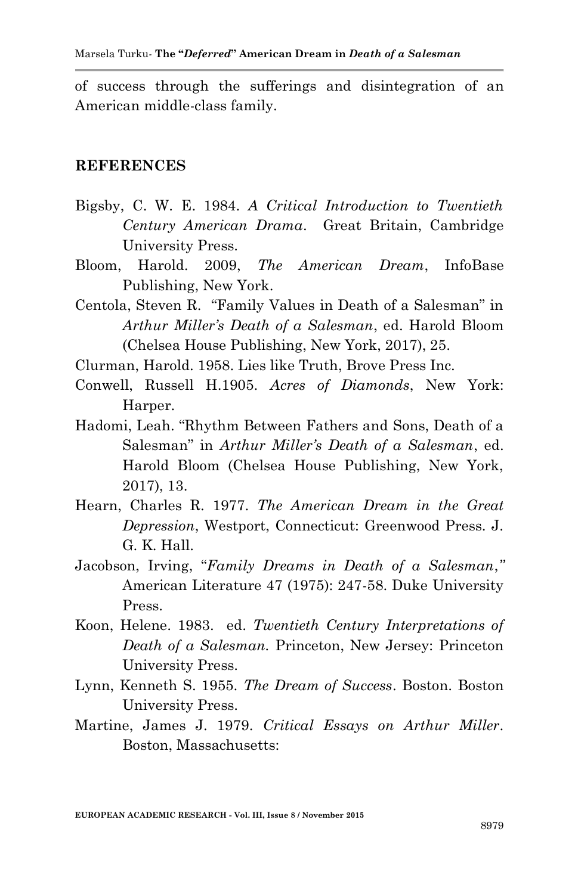of success through the sufferings and disintegration of an American middle-class family.

## REFERENCES

Bigsby, C. W. E. 1984. *A Critical Introduction to Twentieth Century American Drama*. Great Britain, Cambridge University Press.

Bloom, Harold. 2009, *The American Dream*, InfoBase Publishing, New York.

Centola, Steven R. "Family Values in Death of a Salesman" in *Arthur Miller's Death of a Salesman*, ed. Harold Bloom (Chelsea House Publishing, New York, 2017), 25.

Clurman, Harold. 1958. Lies like Truth, Brove Press Inc.

Conwell, Russell H.1905. *Acres of Diamonds*, New York: Harper.

Hadomi, Leah. "Rhythm Between Fathers and Sons, Death of a Salesman" in *Arthur Miller's Death of a Salesman*, ed. Harold Bloom (Chelsea House Publishing, New York, 2017), 13.

Hearn, Charles R. 1977. *The American Dream in the Great Depression*, Westport, Connecticut: Greenwood Press. J. G. K. Hall.

Jacobson, Irving, "*Family Dreams in Death of a Salesman*," American Literature 47 (1975): 247-58. Duke University Press.

Koon, Helene. 1983. ed. *Twentieth Century Interpretations of Death of a Salesman.* Princeton, New Jersey: Princeton University Press.

Lynn, Kenneth S. 1955. *The Dream of Success*. Boston. Boston University Press.

Martine, James J. 1979. *Critical Essays on Arthur Miller*. Boston, Massachusetts: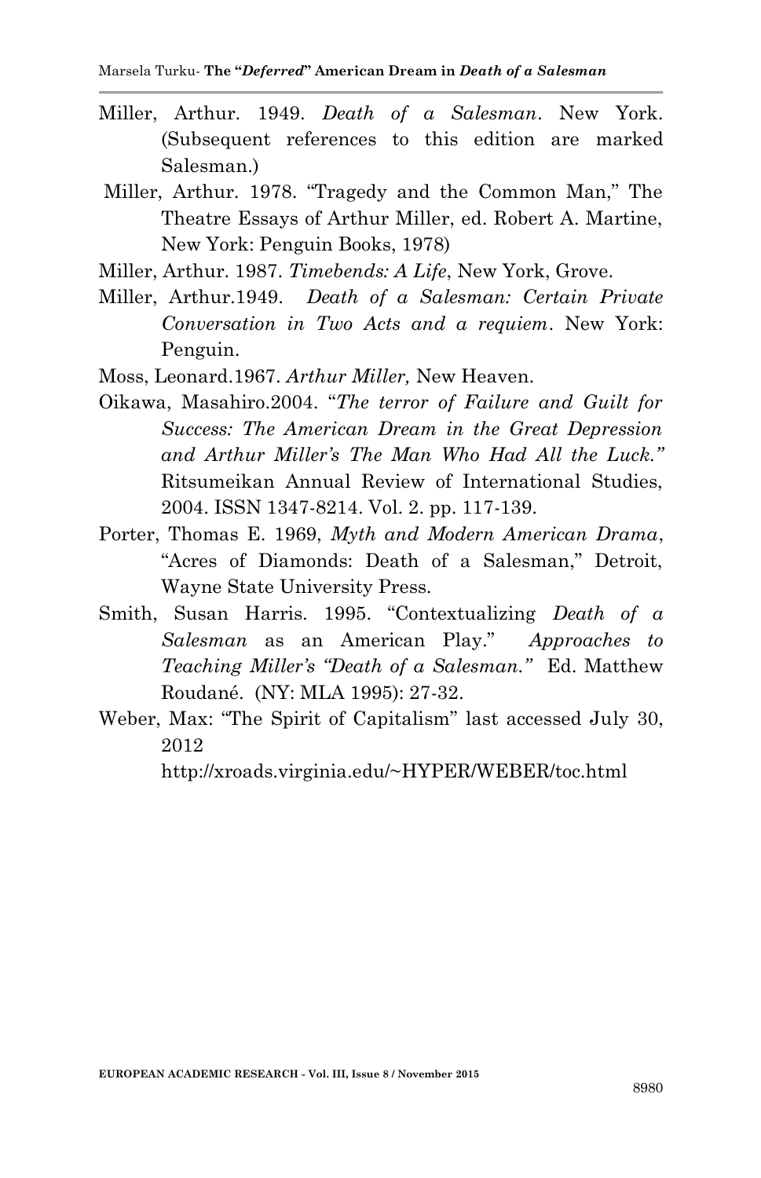Miller, Arthur. 1949. *Death of a Salesman*. New York. (Subsequent references to this edition are marked Salesman.)

Miller, Arthur. 1978. "Tragedy and the Common Man," The Theatre Essays of Arthur Miller, ed. Robert A. Martine, New York: Penguin Books, 1978)

Miller, Arthur. 1987. *Timebends: A Life*, New York, Grove.

Miller, Arthur.1949. *Death of a Salesman: Certain Private Conversation in Two Acts and a requiem*. New York: Penguin.

Moss, Leonard.1967. *Arthur Miller,* New Heaven.

Oikawa, Masahiro.2004. "*The terror of Failure and Guilt for Success: The American Dream in the Great Depression and Arthur Miller's The Man Who Had All the Luck."* Ritsumeikan Annual Review of International Studies, 2004. ISSN 1347-8214. Vol. 2. pp. 117-139.

Porter, Thomas E. 1969, *Myth and Modern American Drama*, "Acres of Diamonds: Death of a Salesman," Detroit, Wayne State University Press.

Smith, Susan Harris. 1995. "Contextualizing *Death of a Salesman* as an American Play." *Approaches to Teaching Miller's "Death of a Salesman."* Ed. Matthew Roudané. (NY: MLA 1995): 27-32.

Weber, Max: "The Spirit of Capitalism" last accessed July 30, 2012 http://xroads.virginia.edu/~HYPER/WEBER/toc.html